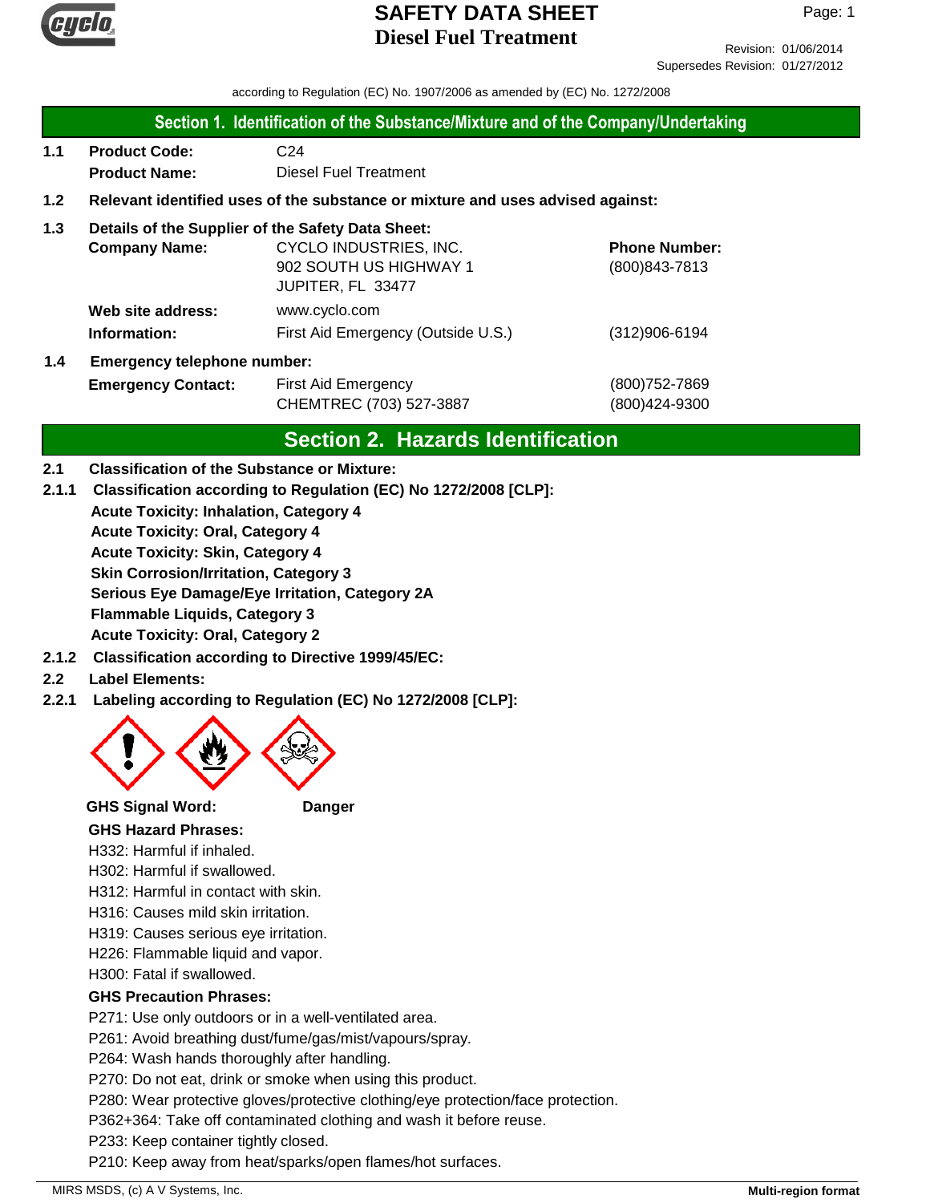# SAFETY DATA SHEET
## Diesel Fuel Treatment

Revision: 01/06/2014
Supersedes Revision: 01/27/2012

according to Regulation (EC) No. 1907/2006 as amended by (EC) No. 1272/2008

## Section 1. Identification of the Substance/Mixture and of the Company/Undertaking

**1.1** **Product Code:** C24
**Product Name:** Diesel Fuel Treatment

**1.2** **Relevant identified uses of the substance or mixture and uses advised against:**

**1.3** **Details of the Supplier of the Safety Data Sheet:**

**Company Name:** CYCLO INDUSTRIES, INC.
902 SOUTH US HIGHWAY 1
JUPITER, FL 33477

**Phone Number:** (800)843-7813

**Web site address:** www.cyclo.com

**Information:** First Aid Emergency (Outside U.S.) (312)906-6194

**1.4** **Emergency telephone number:**

**Emergency Contact:** First Aid Emergency (800)752-7869
CHEMTREC (703) 527-3887 (800)424-9300

## Section 2. Hazards Identification

**2.1** **Classification of the Substance or Mixture:**

**2.1.1** **Classification according to Regulation (EC) No 1272/2008 [CLP]:**

**Acute Toxicity: Inhalation, Category 4**
**Acute Toxicity: Oral, Category 4**
**Acute Toxicity: Skin, Category 4**
**Skin Corrosion/Irritation, Category 3**
**Serious Eye Damage/Eye Irritation, Category 2A**
**Flammable Liquids, Category 3**
**Acute Toxicity: Oral, Category 2**

**2.1.2** **Classification according to Directive 1999/45/EC:**

**2.2** **Label Elements:**

**2.2.1** **Labeling according to Regulation (EC) No 1272/2008 [CLP]:**

**GHS Signal Word:** **Danger**

**GHS Hazard Phrases:**

H332: Harmful if inhaled.
H302: Harmful if swallowed.
H312: Harmful in contact with skin.
H316: Causes mild skin irritation.
H319: Causes serious eye irritation.
H226: Flammable liquid and vapor.
H300: Fatal if swallowed.

**GHS Precaution Phrases:**

P271: Use only outdoors or in a well-ventilated area.
P261: Avoid breathing dust/fume/gas/mist/vapours/spray.
P264: Wash hands thoroughly after handling.
P270: Do not eat, drink or smoke when using this product.
P280: Wear protective gloves/protective clothing/eye protection/face protection.
P362+364: Take off contaminated clothing and wash it before reuse.
P233: Keep container tightly closed.
P210: Keep away from heat/sparks/open flames/hot surfaces.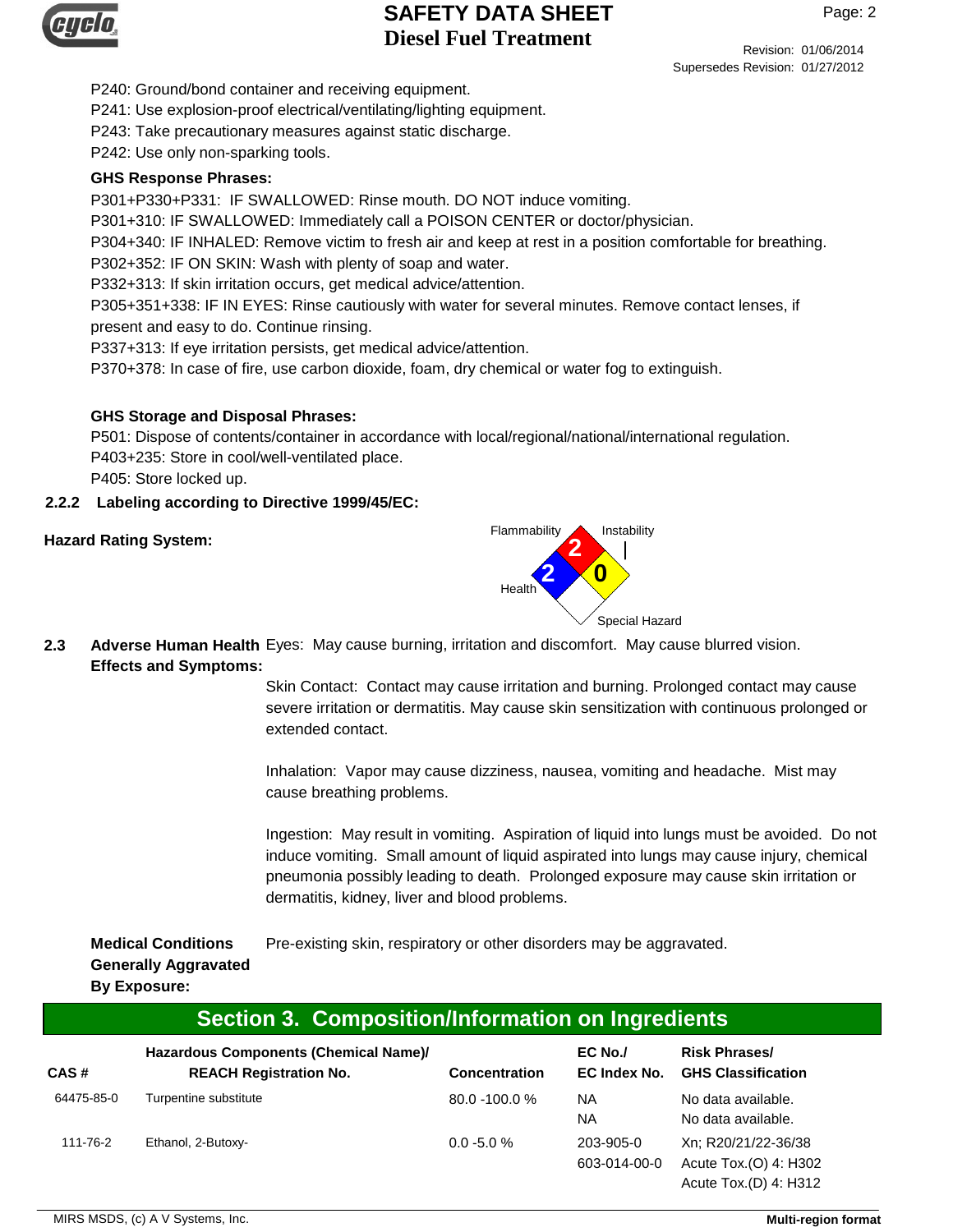P240: Ground/bond container and receiving equipment.
P241: Use explosion-proof electrical/ventilating/lighting equipment.
P243: Take precautionary measures against static discharge.
P242: Use only non-sparking tools.

**GHS Response Phrases:**

P301+P330+P331: IF SWALLOWED: Rinse mouth. DO NOT induce vomiting.
P301+310: IF SWALLOWED: Immediately call a POISON CENTER or doctor/physician.
P304+340: IF INHALED: Remove victim to fresh air and keep at rest in a position comfortable for breathing.
P302+352: IF ON SKIN: Wash with plenty of soap and water.
P332+313: If skin irritation occurs, get medical advice/attention.
P305+351+338: IF IN EYES: Rinse cautiously with water for several minutes. Remove contact lenses, if present and easy to do. Continue rinsing.
P337+313: If eye irritation persists, get medical advice/attention.
P370+378: In case of fire, use carbon dioxide, foam, dry chemical or water fog to extinguish.

**GHS Storage and Disposal Phrases:**

P501: Dispose of contents/container in accordance with local/regional/national/international regulation.
P403+235: Store in cool/well-ventilated place.
P405: Store locked up.

### 2.2.2 Labeling according to Directive 1999/45/EC:

**Hazard Rating System:**

Flammability: 2
Instability: 0
Health: 2
Special Hazard:

### 2.3 Adverse Human Health Effects and Symptoms:

Eyes: May cause burning, irritation and discomfort. May cause blurred vision.

Skin Contact: Contact may cause irritation and burning. Prolonged contact may cause severe irritation or dermatitis. May cause skin sensitization with continuous prolonged or extended contact.

Inhalation: Vapor may cause dizziness, nausea, vomiting and headache. Mist may cause breathing problems.

Ingestion: May result in vomiting. Aspiration of liquid into lungs must be avoided. Do not induce vomiting. Small amount of liquid aspirated into lungs may cause injury, chemical pneumonia possibly leading to death. Prolonged exposure may cause skin irritation or dermatitis, kidney, liver and blood problems.

**Medical Conditions Generally Aggravated By Exposure:** Pre-existing skin, respiratory or other disorders may be aggravated.

## Section 3. Composition/Information on Ingredients

| CAS # | Hazardous Components (Chemical Name)/ REACH Registration No. | Concentration | EC No./ EC Index No. | Risk Phrases/ GHS Classification |
|---|---|---|---|---|
| 64475-85-0 | Turpentine substitute | 80.0 -100.0 % | NA<br>NA | No data available.<br>No data available. |
| 111-76-2 | Ethanol, 2-Butoxy- | 0.0 -5.0 % | 203-905-0<br>603-014-00-0 | Xn; R20/21/22-36/38<br>Acute Tox.(O) 4: H302<br>Acute Tox.(D) 4: H312 |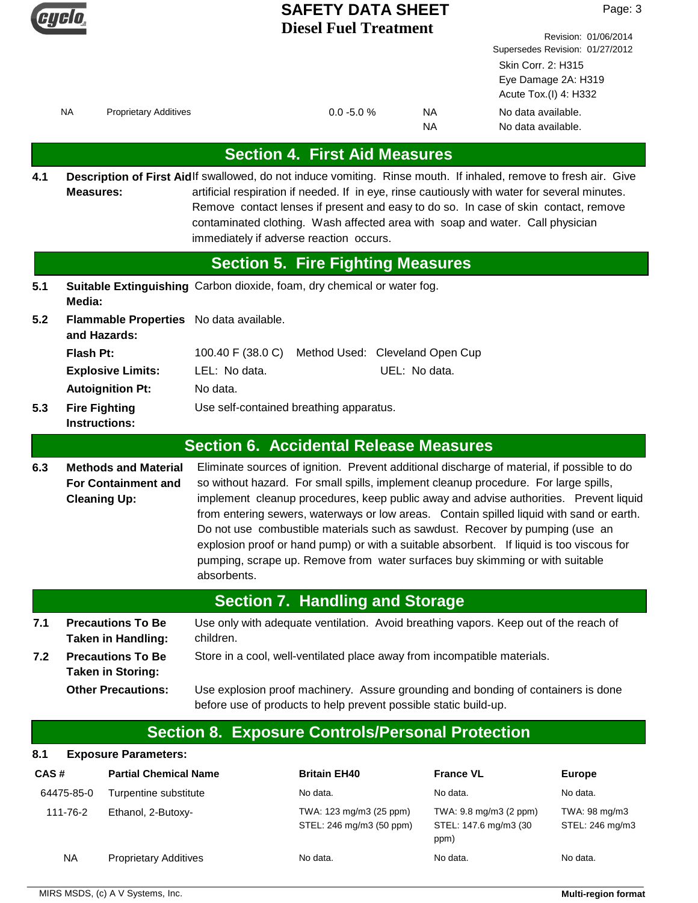| | | | | |
|---|---|---|---|---|
| | | | | Skin Corr. 2: H315 |
| | | | | Eye Damage 2A: H319 |
| | | | | Acute Tox.(I) 4: H332 |
| NA | Proprietary Additives | 0.0 -5.0 % | NA | No data available. |
| | | | NA | No data available. |

## Section 4. First Aid Measures

**4.1 Description of First Aid Measures:** If swallowed, do not induce vomiting. Rinse mouth. If inhaled, remove to fresh air. Give artificial respiration if needed. If in eye, rinse cautiously with water for several minutes. Remove contact lenses if present and easy to do so. In case of skin contact, remove contaminated clothing. Wash affected area with soap and water. Call physician immediately if adverse reaction occurs.

## Section 5. Fire Fighting Measures

**5.1 Suitable Extinguishing Media:** Carbon dioxide, foam, dry chemical or water fog.

**5.2 Flammable Properties and Hazards:** No data available.

**Flash Pt:** 100.40 F (38.0 C) Method Used: Cleveland Open Cup

**Explosive Limits:** LEL: No data. UEL: No data.

**Autoignition Pt:** No data.

**5.3 Fire Fighting Instructions:** Use self-contained breathing apparatus.

## Section 6. Accidental Release Measures

**6.3 Methods and Material For Containment and Cleaning Up:** Eliminate sources of ignition. Prevent additional discharge of material, if possible to do so without hazard. For small spills, implement cleanup procedure. For large spills, implement cleanup procedures, keep public away and advise authorities. Prevent liquid from entering sewers, waterways or low areas. Contain spilled liquid with sand or earth. Do not use combustible materials such as sawdust. Recover by pumping (use an explosion proof or hand pump) or with a suitable absorbent. If liquid is too viscous for pumping, scrape up. Remove from water surfaces buy skimming or with suitable absorbents.

## Section 7. Handling and Storage

**7.1 Precautions To Be Taken in Handling:** Use only with adequate ventilation. Avoid breathing vapors. Keep out of the reach of children.

**7.2 Precautions To Be Taken in Storing:** Store in a cool, well-ventilated place away from incompatible materials.

**Other Precautions:** Use explosion proof machinery. Assure grounding and bonding of containers is done before use of products to help prevent possible static build-up.

## Section 8. Exposure Controls/Personal Protection

**8.1 Exposure Parameters:**

| CAS # | Partial Chemical Name | Britain EH40 | France VL | Europe |
|---|---|---|---|---|
| 64475-85-0 | Turpentine substitute | No data. | No data. | No data. |
| 111-76-2 | Ethanol, 2-Butoxy- | TWA: 123 mg/m3 (25 ppm)<br>STEL: 246 mg/m3 (50 ppm) | TWA: 9.8 mg/m3 (2 ppm)<br>STEL: 147.6 mg/m3 (30 ppm) | TWA: 98 mg/m3<br>STEL: 246 mg/m3 |
| NA | Proprietary Additives | No data. | No data. | No data. |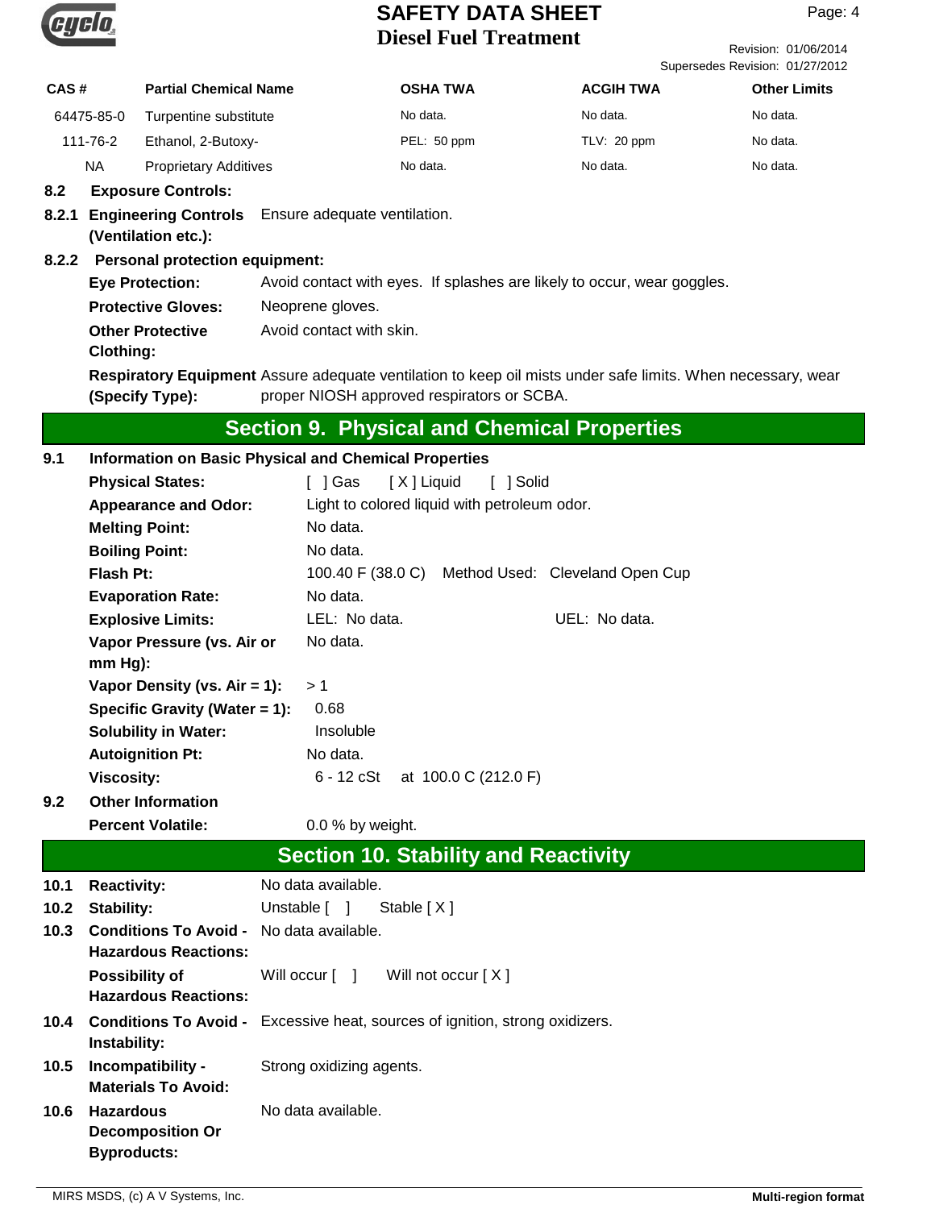| CAS # | Partial Chemical Name | OSHA TWA | ACGIH TWA | Other Limits |
| --- | --- | --- | --- | --- |
| 64475-85-0 | Turpentine substitute | No data. | No data. | No data. |
| 111-76-2 | Ethanol, 2-Butoxy- | PEL: 50 ppm | TLV: 20 ppm | No data. |
| NA | Proprietary Additives | No data. | No data. | No data. |

**8.2 Exposure Controls:**

**8.2.1 Engineering Controls (Ventilation etc.):** Ensure adequate ventilation.

**8.2.2 Personal protection equipment:**

**Eye Protection:** Avoid contact with eyes. If splashes are likely to occur, wear goggles.

**Protective Gloves:** Neoprene gloves.

**Other Protective Clothing:** Avoid contact with skin.

**Respiratory Equipment (Specify Type):** Assure adequate ventilation to keep oil mists under safe limits. When necessary, wear proper NIOSH approved respirators or SCBA.

## Section 9. Physical and Chemical Properties

**9.1 Information on Basic Physical and Chemical Properties**

**Physical States:** [ ] Gas [ X ] Liquid [ ] Solid

**Appearance and Odor:** Light to colored liquid with petroleum odor.

**Melting Point:** No data.

**Boiling Point:** No data.

**Flash Pt:** 100.40 F (38.0 C) Method Used: Cleveland Open Cup

**Evaporation Rate:** No data.

**Explosive Limits:** LEL: No data. UEL: No data.

**Vapor Pressure (vs. Air or mm Hg):** No data.

**Vapor Density (vs. Air = 1):** > 1

**Specific Gravity (Water = 1):** 0.68

**Solubility in Water:** Insoluble

**Autoignition Pt:** No data.

**Viscosity:** 6 - 12 cSt at 100.0 C (212.0 F)

**9.2 Other Information**

**Percent Volatile:** 0.0 % by weight.

## Section 10. Stability and Reactivity

**10.1 Reactivity:** No data available.

**10.2 Stability:** Unstable [ ] Stable [ X ]

**10.3 Conditions To Avoid - Hazardous Reactions:** No data available.

**Possibility of Hazardous Reactions:** Will occur [ ] Will not occur [ X ]

**10.4 Conditions To Avoid - Instability:** Excessive heat, sources of ignition, strong oxidizers.

**10.5 Incompatibility - Materials To Avoid:** Strong oxidizing agents.

**10.6 Hazardous Decomposition Or Byproducts:** No data available.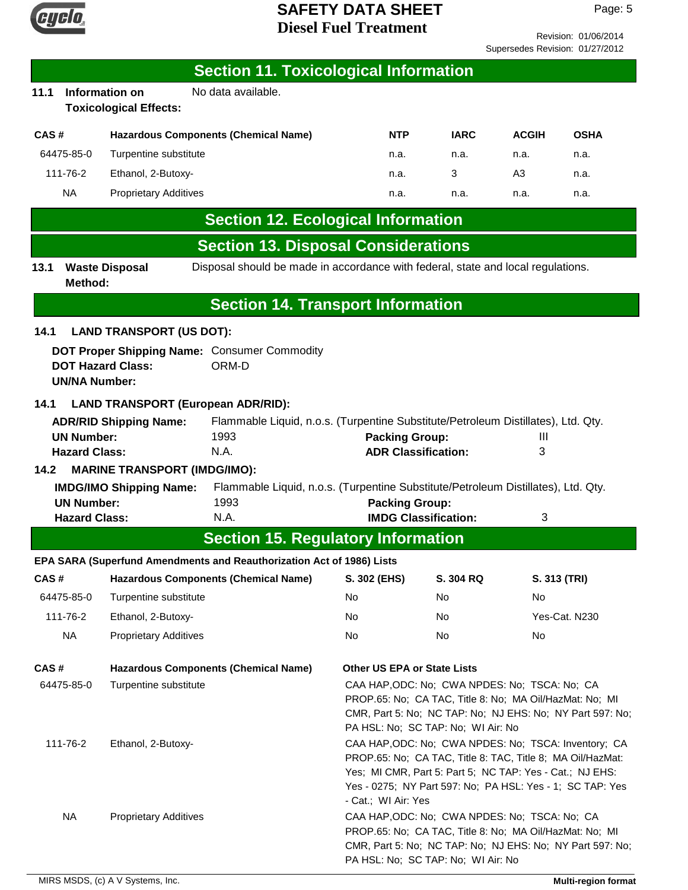## Section 11. Toxicological Information

**11.1 Information on Toxicological Effects:** No data available.

| CAS # | Hazardous Components (Chemical Name) | NTP | IARC | ACGIH | OSHA |
|---|---|---|---|---|---|
| 64475-85-0 | Turpentine substitute | n.a. | n.a. | n.a. | n.a. |
| 111-76-2 | Ethanol, 2-Butoxy- | n.a. | 3 | A3 | n.a. |
| NA | Proprietary Additives | n.a. | n.a. | n.a. | n.a. |

## Section 12. Ecological Information

## Section 13. Disposal Considerations

**13.1 Waste Disposal Method:** Disposal should be made in accordance with federal, state and local regulations.

## Section 14. Transport Information

**14.1 LAND TRANSPORT (US DOT):**

**DOT Proper Shipping Name:** Consumer Commodity
**DOT Hazard Class:** ORM-D
**UN/NA Number:**

**14.1 LAND TRANSPORT (European ADR/RID):**

**ADR/RID Shipping Name:** Flammable Liquid, n.o.s. (Turpentine Substitute/Petroleum Distillates), Ltd. Qty.
**UN Number:** 1993 **Packing Group:** III
**Hazard Class:** N.A. **ADR Classification:** 3

**14.2 MARINE TRANSPORT (IMDG/IMO):**

**IMDG/IMO Shipping Name:** Flammable Liquid, n.o.s. (Turpentine Substitute/Petroleum Distillates), Ltd. Qty.
**UN Number:** 1993 **Packing Group:**
**Hazard Class:** N.A. **IMDG Classification:** 3

## Section 15. Regulatory Information

**EPA SARA (Superfund Amendments and Reauthorization Act of 1986) Lists**

| CAS # | Hazardous Components (Chemical Name) | S. 302 (EHS) | S. 304 RQ | S. 313 (TRI) |
|---|---|---|---|---|
| 64475-85-0 | Turpentine substitute | No | No | No |
| 111-76-2 | Ethanol, 2-Butoxy- | No | No | Yes-Cat. N230 |
| NA | Proprietary Additives | No | No | No |

| CAS # | Hazardous Components (Chemical Name) | Other US EPA or State Lists |
|---|---|---|
| 64475-85-0 | Turpentine substitute | CAA HAP,ODC: No; CWA NPDES: No; TSCA: No; CA PROP.65: No; CA TAC, Title 8: No; MA Oil/HazMat: No; MI CMR, Part 5: No; NC TAP: No; NJ EHS: No; NY Part 597: No; PA HSL: No; SC TAP: No; WI Air: No |
| 111-76-2 | Ethanol, 2-Butoxy- | CAA HAP,ODC: No; CWA NPDES: No; TSCA: Inventory; CA PROP.65: No; CA TAC, Title 8: TAC, Title 8; MA Oil/HazMat: Yes; MI CMR, Part 5: Part 5; NC TAP: Yes - Cat.; NJ EHS: Yes - 0275; NY Part 597: No; PA HSL: Yes - 1; SC TAP: Yes - Cat.; WI Air: Yes |
| NA | Proprietary Additives | CAA HAP,ODC: No; CWA NPDES: No; TSCA: No; CA PROP.65: No; CA TAC, Title 8: No; MA Oil/HazMat: No; MI CMR, Part 5: No; NC TAP: No; NJ EHS: No; NY Part 597: No; PA HSL: No; SC TAP: No; WI Air: No |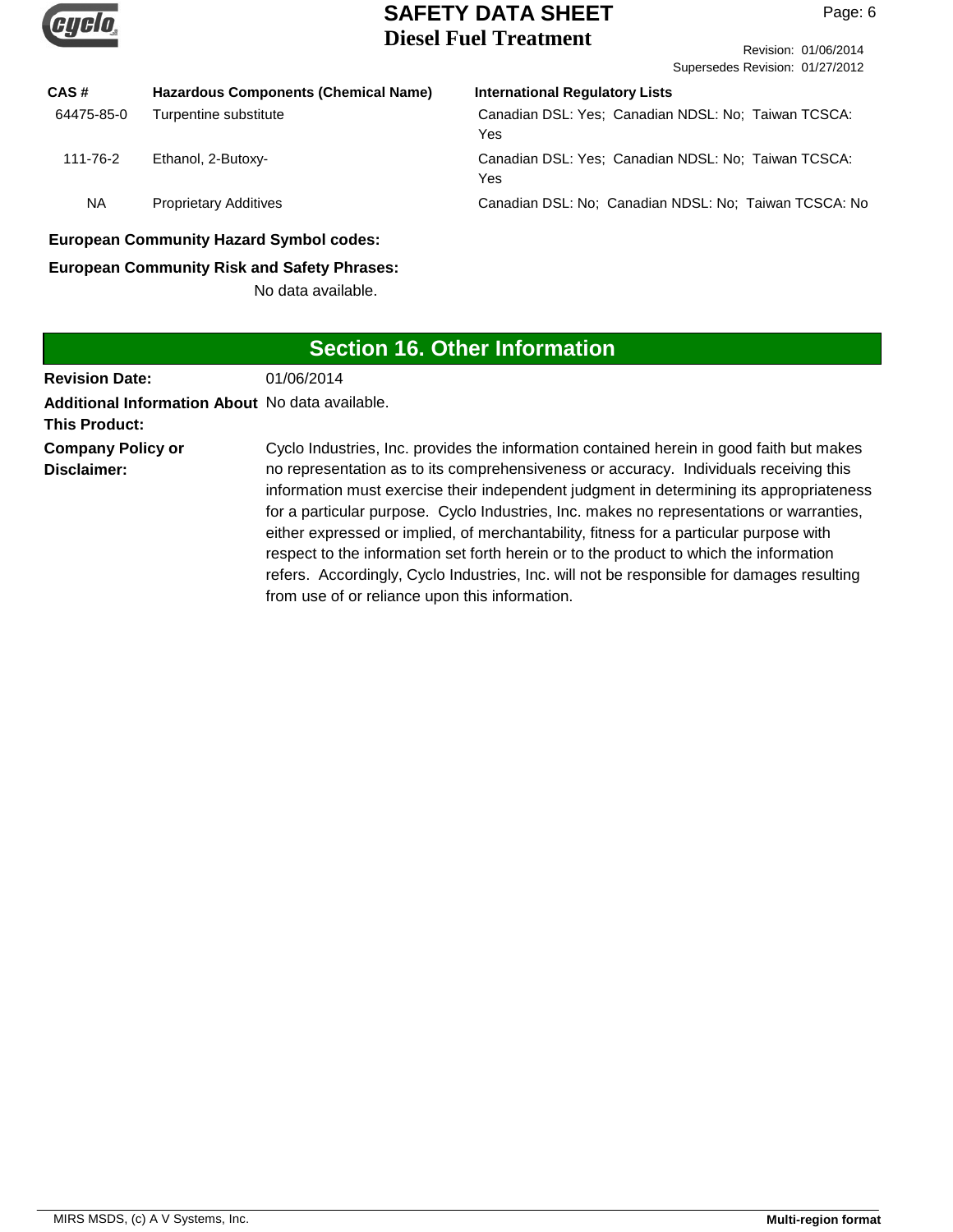| CAS # | Hazardous Components (Chemical Name) | International Regulatory Lists |
|---|---|---|
| 64475-85-0 | Turpentine substitute | Canadian DSL: Yes; Canadian NDSL: No; Taiwan TCSCA: Yes |
| 111-76-2 | Ethanol, 2-Butoxy- | Canadian DSL: Yes; Canadian NDSL: No; Taiwan TCSCA: Yes |
| NA | Proprietary Additives | Canadian DSL: No; Canadian NDSL: No; Taiwan TCSCA: No |

**European Community Hazard Symbol codes:**

**European Community Risk and Safety Phrases:**

No data available.

## Section 16. Other Information

**Revision Date:** 01/06/2014

**Additional Information About This Product:** No data available.

**Company Policy or Disclaimer:** Cyclo Industries, Inc. provides the information contained herein in good faith but makes no representation as to its comprehensiveness or accuracy. Individuals receiving this information must exercise their independent judgment in determining its appropriateness for a particular purpose. Cyclo Industries, Inc. makes no representations or warranties, either expressed or implied, of merchantability, fitness for a particular purpose with respect to the information set forth herein or to the product to which the information refers. Accordingly, Cyclo Industries, Inc. will not be responsible for damages resulting from use of or reliance upon this information.